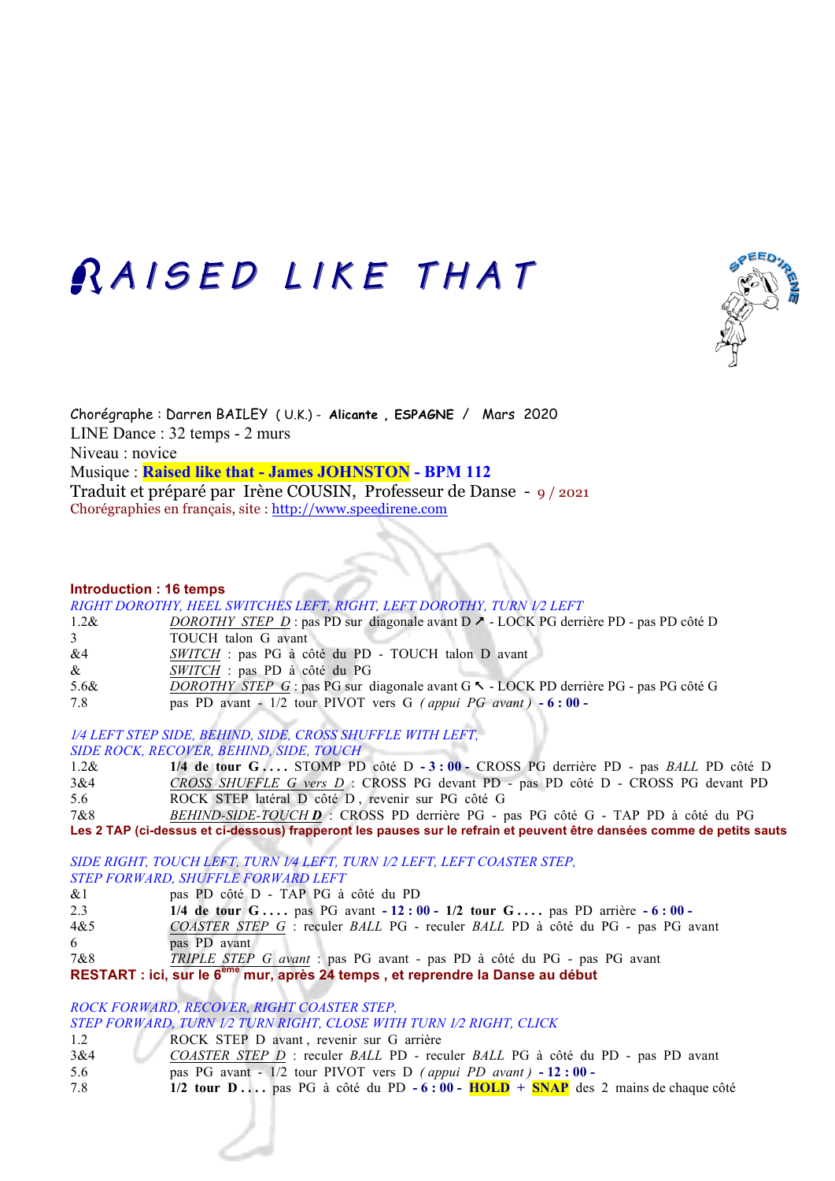# RAISED LIKE THAT

Chorégraphe : Darren BAILEY ( U.K.) - **Alicante , ESPAGNE** / Mars 2020
LINE Dance : 32 temps - 2 murs
Niveau : novice
Musique : **Raised like that - James JOHNSTON - BPM 112**
Traduit et préparé par Irène COUSIN, Professeur de Danse - 9 / 2021
Chorégraphies en français, site : http://www.speedirene.com

**Introduction : 16 temps**

*RIGHT DOROTHY, HEEL SWITCHES LEFT, RIGHT, LEFT DOROTHY, TURN 1/2 LEFT*

| | |
|---|---|
| 1.2& | *DOROTHY STEP D* : pas PD sur diagonale avant D ↗ - LOCK PG derrière PD - pas PD côté D |
| 3 | TOUCH talon G avant |
| &4 | *SWITCH* : pas PG à côté du PD - TOUCH talon D avant |
| & | *SWITCH* : pas PD à côté du PG |
| 5.6& | *DOROTHY STEP G* : pas PG sur diagonale avant G ↖ - LOCK PD derrière PG - pas PG côté G |
| 7.8 | pas PD avant - 1/2 tour PIVOT vers G *( appui PG avant )* **- 6 : 00 -** |

*1/4 LEFT STEP SIDE, BEHIND, SIDE, CROSS SHUFFLE WITH LEFT, SIDE ROCK, RECOVER, BEHIND, SIDE, TOUCH*

| | |
|---|---|
| 1.2& | **1/4 de tour G ....** STOMP PD côté D **- 3 : 00 -** CROSS PG derrière PD - pas *BALL* PD côté D |
| 3&4 | *CROSS SHUFFLE G vers D* : CROSS PG devant PD - pas PD côté D - CROSS PG devant PD |
| 5.6 | ROCK STEP latéral D côté D , revenir sur PG côté G |
| 7&8 | *BEHIND-SIDE-TOUCH* ***D*** : CROSS PD derrière PG - pas PG côté G - TAP PD à côté du PG |

**Les 2 TAP (ci-dessus et ci-dessous) frapperont les pauses sur le refrain et peuvent être dansées comme de petits sauts**

*SIDE RIGHT, TOUCH LEFT, TURN 1/4 LEFT, TURN 1/2 LEFT, LEFT COASTER STEP, STEP FORWARD, SHUFFLE FORWARD LEFT*

| | |
|---|---|
| &1 | pas PD côté D - TAP PG à côté du PD |
| 2.3 | **1/4 de tour G ....** pas PG avant **- 12 : 00 - 1/2 tour G ....** pas PD arrière **- 6 : 00 -** |
| 4&5 | *COASTER STEP G* : reculer *BALL* PG - reculer *BALL* PD à côté du PG - pas PG avant |
| 6 | pas PD avant |
| 7&8 | *TRIPLE STEP G avant* : pas PG avant - pas PD à côté du PG - pas PG avant |

**RESTART : ici, sur le 6ème mur, après 24 temps , et reprendre la Danse au début**

*ROCK FORWARD, RECOVER, RIGHT COASTER STEP, STEP FORWARD, TURN 1/2 TURN RIGHT, CLOSE WITH TURN 1/2 RIGHT, CLICK*

| | |
|---|---|
| 1.2 | ROCK STEP D avant , revenir sur G arrière |
| 3&4 | *COASTER STEP D* : reculer *BALL* PD - reculer *BALL* PG à côté du PD - pas PD avant |
| 5.6 | pas PG avant - 1/2 tour PIVOT vers D *( appui PD avant )* **- 12 : 00 -** |
| 7.8 | **1/2 tour D ....** pas PG à côté du PD **- 6 : 00 - HOLD + SNAP** des 2 mains de chaque côté |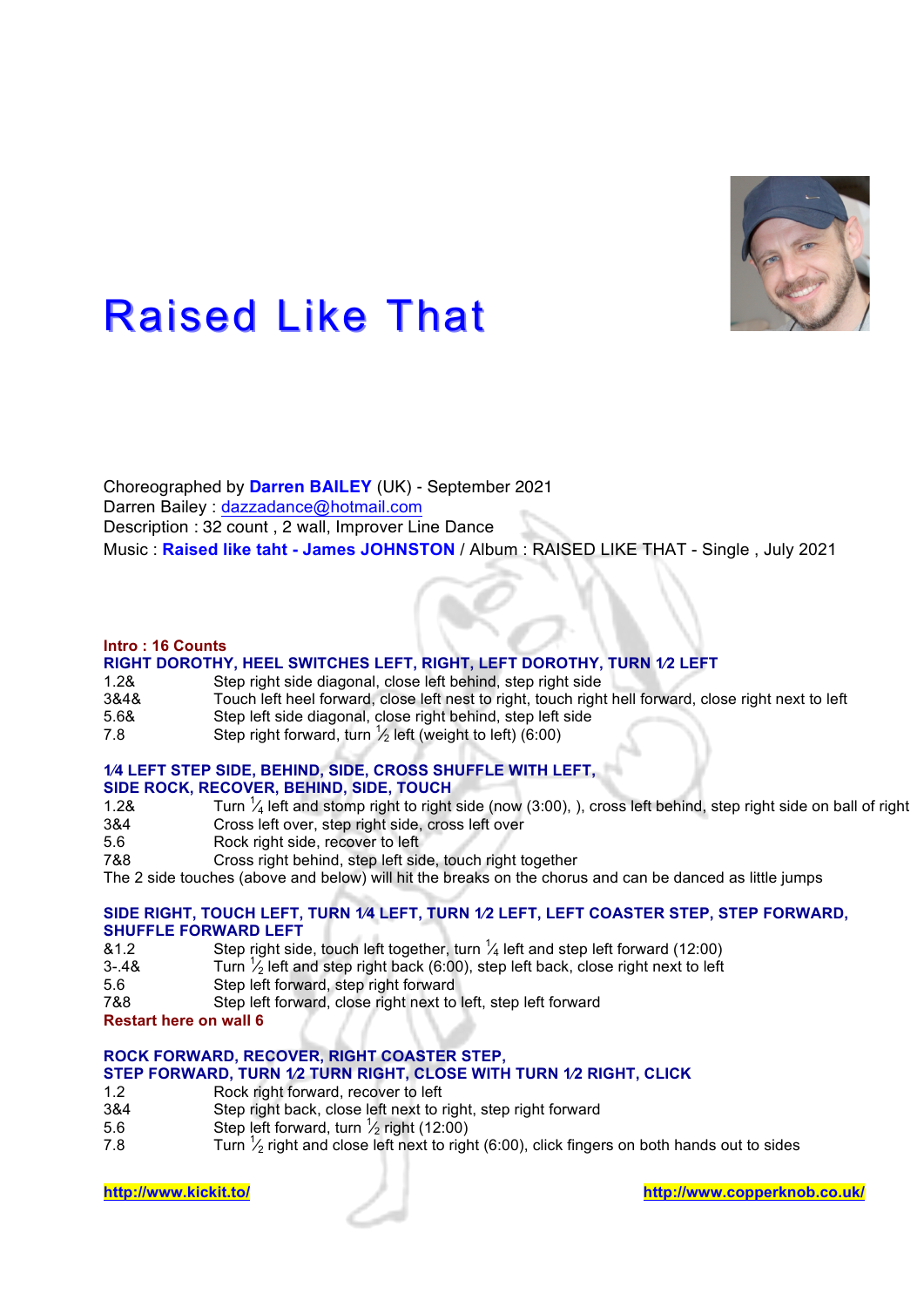# Raised Like That

Choreographed by **Darren BAILEY** (UK) - September 2021
Darren Bailey : dazzadance@hotmail.com
Description : 32 count , 2 wall, Improver Line Dance
Music : **Raised like taht - James JOHNSTON** / Album : RAISED LIKE THAT - Single , July 2021

**Intro : 16 Counts**

**RIGHT DOROTHY, HEEL SWITCHES LEFT, RIGHT, LEFT DOROTHY, TURN 1⁄2 LEFT**

| | |
|---|---|
| 1.2& | Step right side diagonal, close left behind, step right side |
| 3&4& | Touch left heel forward, close left nest to right, touch right hell forward, close right next to left |
| 5.6& | Step left side diagonal, close right behind, step left side |
| 7.8 | Step right forward, turn ½ left (weight to left) (6:00) |

**1⁄4 LEFT STEP SIDE, BEHIND, SIDE, CROSS SHUFFLE WITH LEFT, SIDE ROCK, RECOVER, BEHIND, SIDE, TOUCH**

| | |
|---|---|
| 1.2& | Turn ¼ left and stomp right to right side (now (3:00), ), cross left behind, step right side on ball of right |
| 3&4 | Cross left over, step right side, cross left over |
| 5.6 | Rock right side, recover to left |
| 7&8 | Cross right behind, step left side, touch right together |

The 2 side touches (above and below) will hit the breaks on the chorus and can be danced as little jumps

**SIDE RIGHT, TOUCH LEFT, TURN 1⁄4 LEFT, TURN 1⁄2 LEFT, LEFT COASTER STEP, STEP FORWARD, SHUFFLE FORWARD LEFT**

| | |
|---|---|
| &1.2 | Step right side, touch left together, turn ¼ left and step left forward (12:00) |
| 3-.4& | Turn ½ left and step right back (6:00), step left back, close right next to left |
| 5.6 | Step left forward, step right forward |
| 7&8 | Step left forward, close right next to left, step left forward |

**Restart here on wall 6**

**ROCK FORWARD, RECOVER, RIGHT COASTER STEP, STEP FORWARD, TURN 1⁄2 TURN RIGHT, CLOSE WITH TURN 1⁄2 RIGHT, CLICK**

| | |
|---|---|
| 1.2 | Rock right forward, recover to left |
| 3&4 | Step right back, close left next to right, step right forward |
| 5.6 | Step left forward, turn ½ right (12:00) |
| 7.8 | Turn ½ right and close left next to right (6:00), click fingers on both hands out to sides |

http://www.kickit.to/ http://www.copperknob.co.uk/